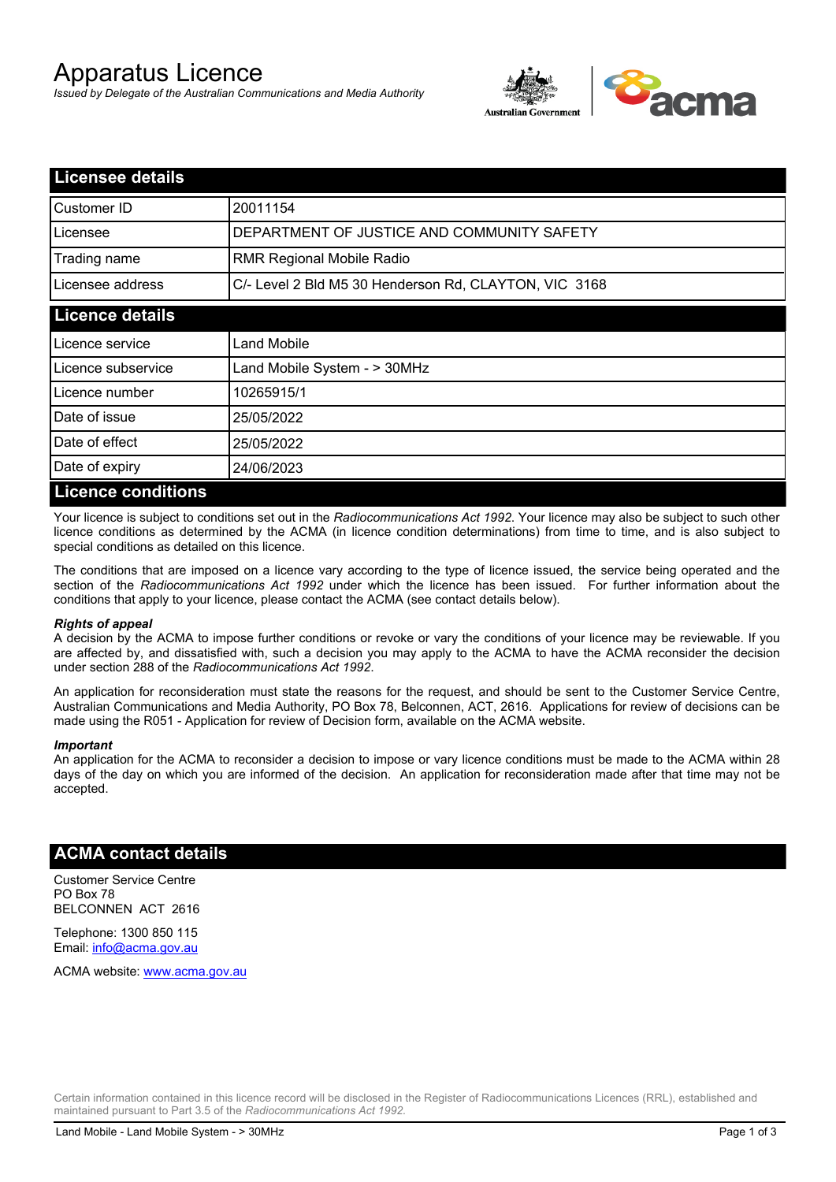# Apparatus Licence

*Issued by Delegate of the Australian Communications and Media Authority*

## Licensee details

| | |
|---|---|
| Customer ID | 20011154 |
| Licensee | DEPARTMENT OF JUSTICE AND COMMUNITY SAFETY |
| Trading name | RMR Regional Mobile Radio |
| Licensee address | C/- Level 2 Bld M5 30 Henderson Rd, CLAYTON, VIC 3168 |

## Licence details

| | |
|---|---|
| Licence service | Land Mobile |
| Licence subservice | Land Mobile System - > 30MHz |
| Licence number | 10265915/1 |
| Date of issue | 25/05/2022 |
| Date of effect | 25/05/2022 |
| Date of expiry | 24/06/2023 |

## Licence conditions

Your licence is subject to conditions set out in the *Radiocommunications Act 1992*. Your licence may also be subject to such other licence conditions as determined by the ACMA (in licence condition determinations) from time to time, and is also subject to special conditions as detailed on this licence.

The conditions that are imposed on a licence vary according to the type of licence issued, the service being operated and the section of the *Radiocommunications Act 1992* under which the licence has been issued. For further information about the conditions that apply to your licence, please contact the ACMA (see contact details below).

***Rights of appeal***

A decision by the ACMA to impose further conditions or revoke or vary the conditions of your licence may be reviewable. If you are affected by, and dissatisfied with, such a decision you may apply to the ACMA to have the ACMA reconsider the decision under section 288 of the *Radiocommunications Act 1992*.

An application for reconsideration must state the reasons for the request, and should be sent to the Customer Service Centre, Australian Communications and Media Authority, PO Box 78, Belconnen, ACT, 2616. Applications for review of decisions can be made using the R051 - Application for review of Decision form, available on the ACMA website.

***Important***

An application for the ACMA to reconsider a decision to impose or vary licence conditions must be made to the ACMA within 28 days of the day on which you are informed of the decision. An application for reconsideration made after that time may not be accepted.

## ACMA contact details

Customer Service Centre
PO Box 78
BELCONNEN ACT 2616

Telephone: 1300 850 115
Email: info@acma.gov.au

ACMA website: www.acma.gov.au

Certain information contained in this licence record will be disclosed in the Register of Radiocommunications Licences (RRL), established and maintained pursuant to Part 3.5 of the *Radiocommunications Act 1992.*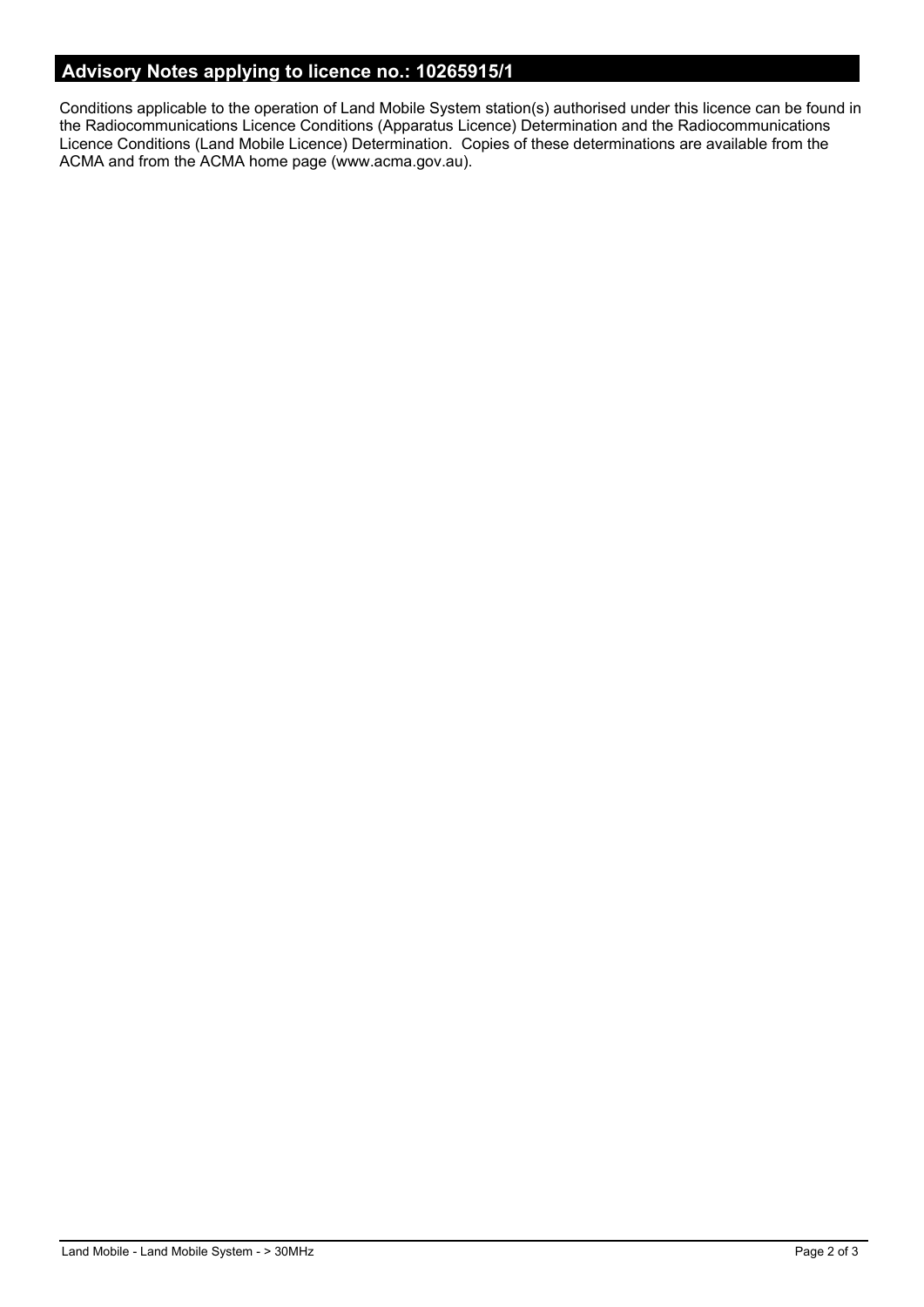## Advisory Notes applying to licence no.: 10265915/1

Conditions applicable to the operation of Land Mobile System station(s) authorised under this licence can be found in the Radiocommunications Licence Conditions (Apparatus Licence) Determination and the Radiocommunications Licence Conditions (Land Mobile Licence) Determination. Copies of these determinations are available from the ACMA and from the ACMA home page (www.acma.gov.au).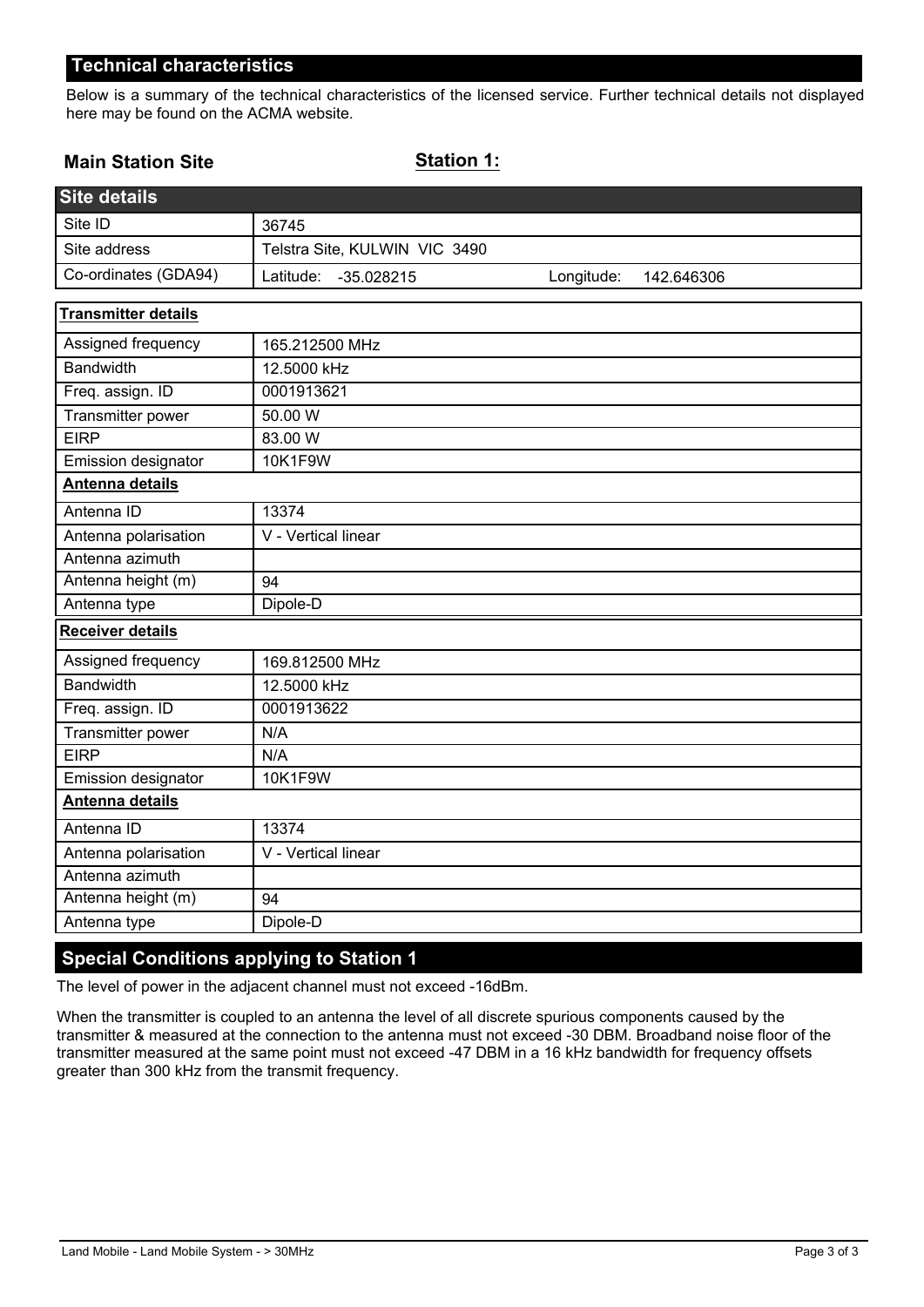## Technical characteristics

Below is a summary of the technical characteristics of the licensed service. Further technical details not displayed here may be found on the ACMA website.

**Main Station Site** **Station 1:**

| Site details | |
|---|---|
| Site ID | 36745 |
| Site address | Telstra Site, KULWIN VIC 3490 |
| Co-ordinates (GDA94) | Latitude: -35.028215 Longitude: 142.646306 |

| **Transmitter details** | |
|---|---|
| Assigned frequency | 165.212500 MHz |
| Bandwidth | 12.5000 kHz |
| Freq. assign. ID | 0001913621 |
| Transmitter power | 50.00 W |
| EIRP | 83.00 W |
| Emission designator | 10K1F9W |
| **Antenna details** | |
| Antenna ID | 13374 |
| Antenna polarisation | V - Vertical linear |
| Antenna azimuth | |
| Antenna height (m) | 94 |
| Antenna type | Dipole-D |
| **Receiver details** | |
| Assigned frequency | 169.812500 MHz |
| Bandwidth | 12.5000 kHz |
| Freq. assign. ID | 0001913622 |
| Transmitter power | N/A |
| EIRP | N/A |
| Emission designator | 10K1F9W |
| **Antenna details** | |
| Antenna ID | 13374 |
| Antenna polarisation | V - Vertical linear |
| Antenna azimuth | |
| Antenna height (m) | 94 |
| Antenna type | Dipole-D |

## Special Conditions applying to Station 1

The level of power in the adjacent channel must not exceed -16dBm.

When the transmitter is coupled to an antenna the level of all discrete spurious components caused by the transmitter & measured at the connection to the antenna must not exceed -30 DBM. Broadband noise floor of the transmitter measured at the same point must not exceed -47 DBM in a 16 kHz bandwidth for frequency offsets greater than 300 kHz from the transmit frequency.